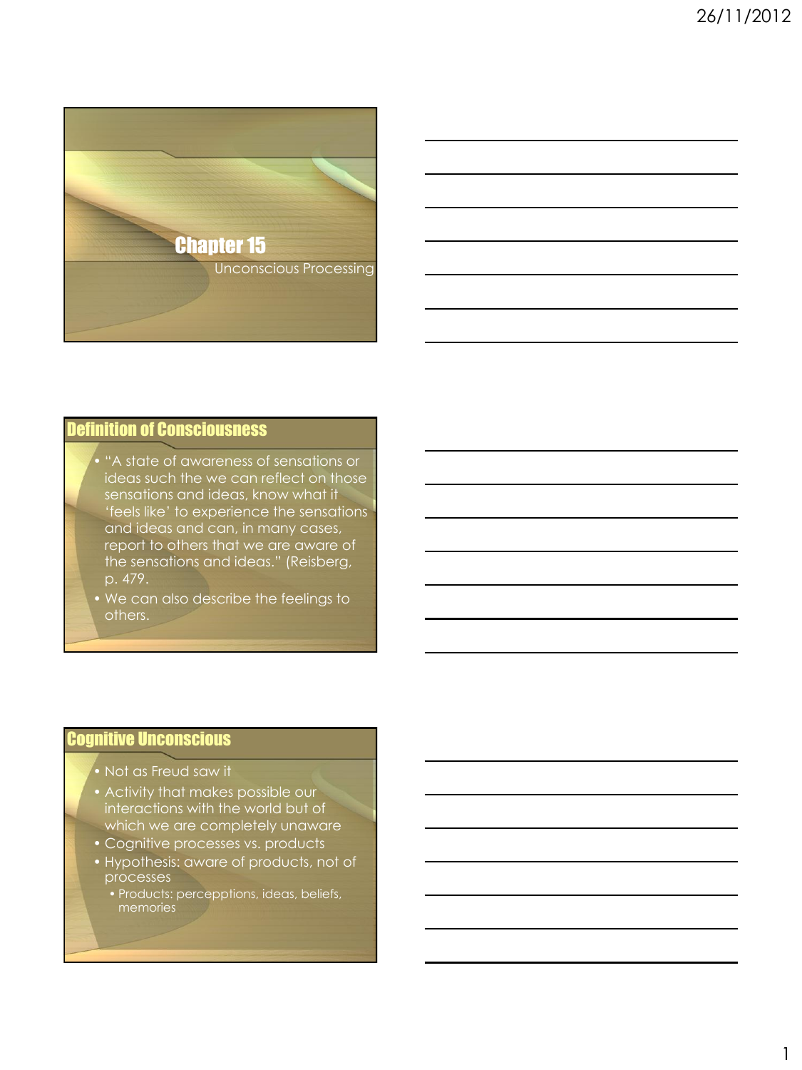# Chapter 15

Unconscious Processing

## Definition of Consciousness

- "A state of awareness of sensations or ideas such the we can reflect on those sensations and ideas, know what it 'feels like' to experience the sensations and ideas and can, in many cases, report to others that we are aware of the sensations and ideas." (Reisberg, p. 479.
- We can also describe the feelings to others.

## Cognitive Unconscious

- Not as Freud saw it
- Activity that makes possible our interactions with the world but of which we are completely unaware
- Cognitive processes vs. products
- Hypothesis: aware of products, not of processes
  - Products: percepptions, ideas, beliefs, memories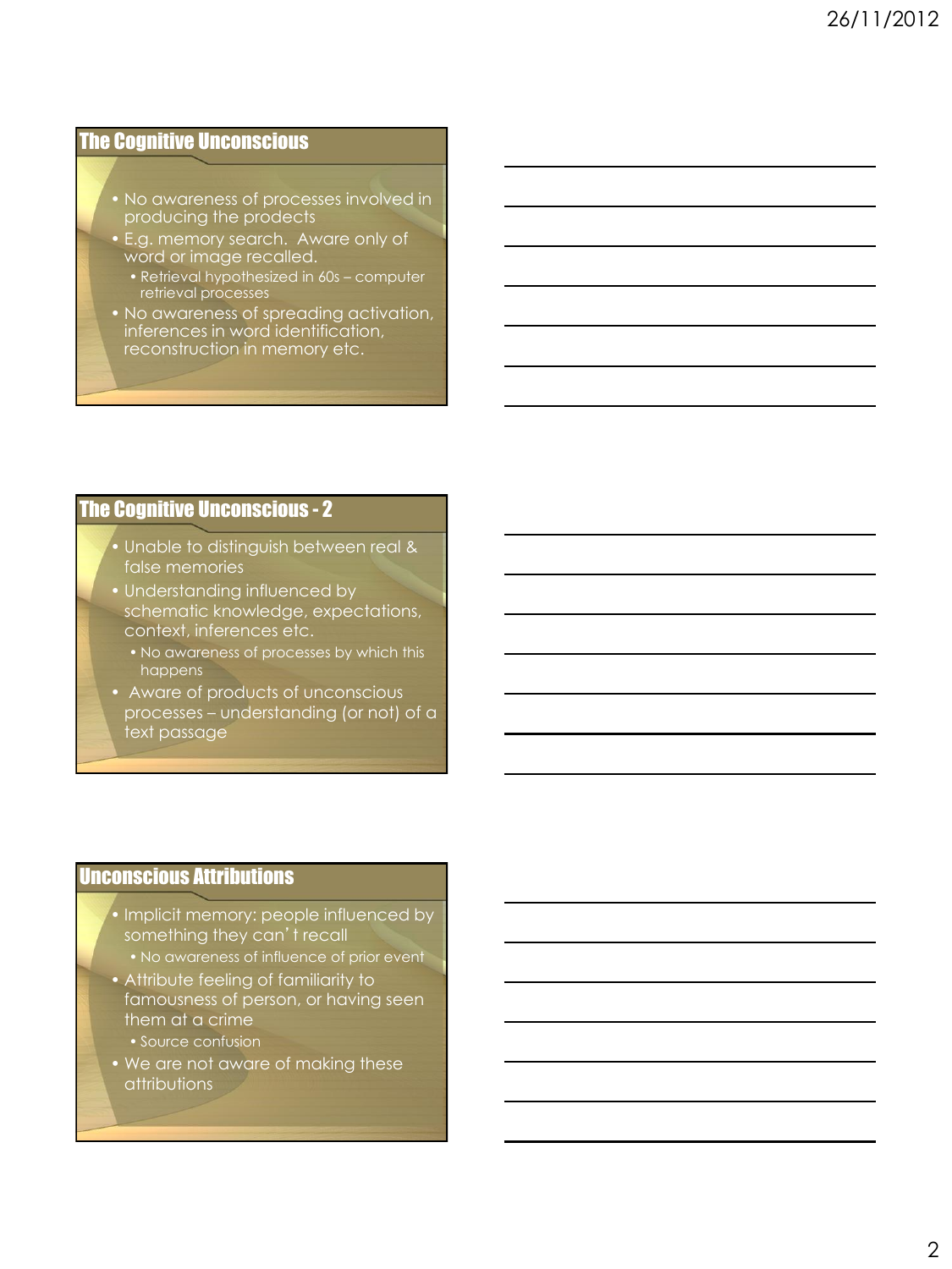## The Cognitive Unconscious

- No awareness of processes involved in producing the prodects
- E.g. memory search. Aware only of word or image recalled.
  - Retrieval hypothesized in 60s – computer retrieval processes
- No awareness of spreading activation, inferences in word identification, reconstruction in memory etc.

## The Cognitive Unconscious - 2

- Unable to distinguish between real & false memories
- Understanding influenced by schematic knowledge, expectations, context, inferences etc.
  - No awareness of processes by which this happens
- Aware of products of unconscious processes – understanding (or not) of a text passage

## Unconscious Attributions

- Implicit memory: people influenced by something they can't recall
  - No awareness of influence of prior event
- Attribute feeling of familiarity to famousness of person, or having seen them at a crime
  - Source confusion
- We are not aware of making these attributions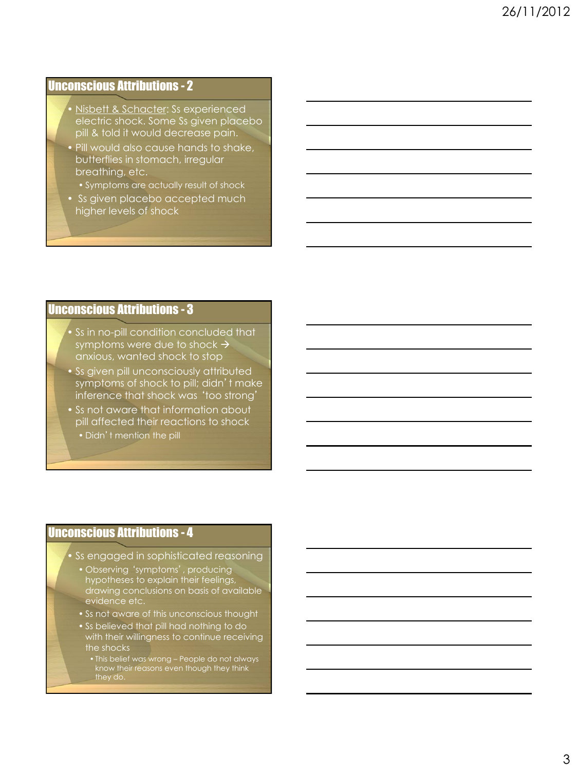## Unconscious Attributions - 2

- Nisbett & Schacter: Ss experienced electric shock. Some Ss given placebo pill & told it would decrease pain.
- Pill would also cause hands to shake, butterflies in stomach, irregular breathing, etc.
  - Symptoms are actually result of shock
- Ss given placebo accepted much higher levels of shock

## Unconscious Attributions - 3

- Ss in no-pill condition concluded that symptoms were due to shock → anxious, wanted shock to stop
- Ss given pill unconsciously attributed symptoms of shock to pill; didn't make inference that shock was 'too strong'
- Ss not aware that information about pill affected their reactions to shock
  - Didn't mention the pill

## Unconscious Attributions - 4

- Ss engaged in sophisticated reasoning
  - Observing 'symptoms', producing hypotheses to explain their feelings, drawing conclusions on basis of available evidence etc.
  - Ss not aware of this unconscious thought
  - Ss believed that pill had nothing to do with their willingness to continue receiving the shocks
    - This belief was wrong – People do not always know their reasons even though they think they do.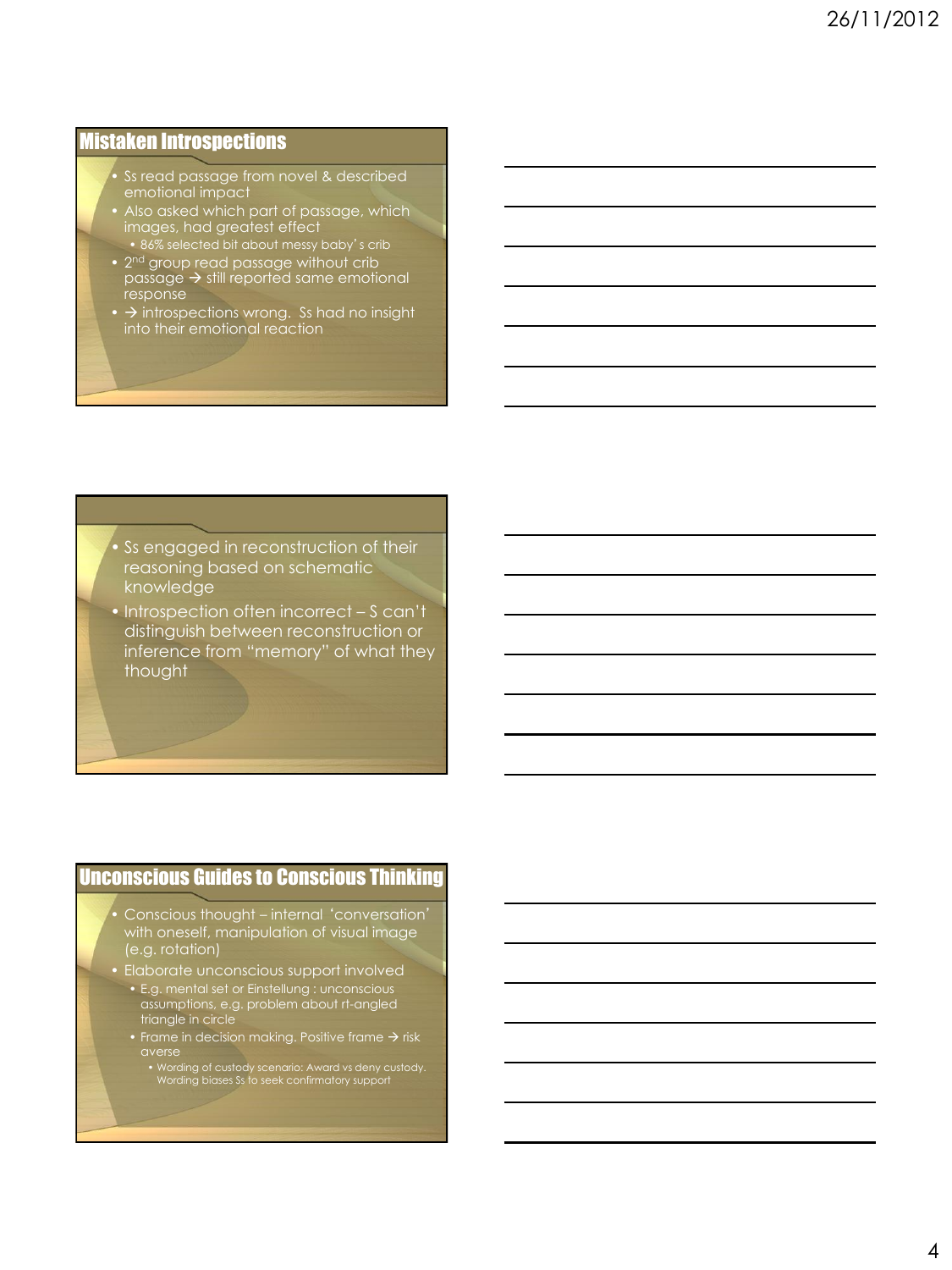## Mistaken Introspections

- Ss read passage from novel & described emotional impact
- Also asked which part of passage, which images, had greatest effect
  - 86% selected bit about messy baby's crib
- 2nd group read passage without crib passage → still reported same emotional response
- → introspections wrong. Ss had no insight into their emotional reaction

---

- Ss engaged in reconstruction of their reasoning based on schematic knowledge
- Introspection often incorrect – S can't distinguish between reconstruction or inference from "memory" of what they thought

---

## Unconscious Guides to Conscious Thinking

- Conscious thought – internal 'conversation' with oneself, manipulation of visual image (e.g. rotation)
- Elaborate unconscious support involved
  - E.g. mental set or Einstellung : unconscious assumptions, e.g. problem about rt-angled triangle in circle
  - Frame in decision making. Positive frame → risk averse
    - Wording of custody scenario: Award vs deny custody. Wording biases Ss to seek confirmatory support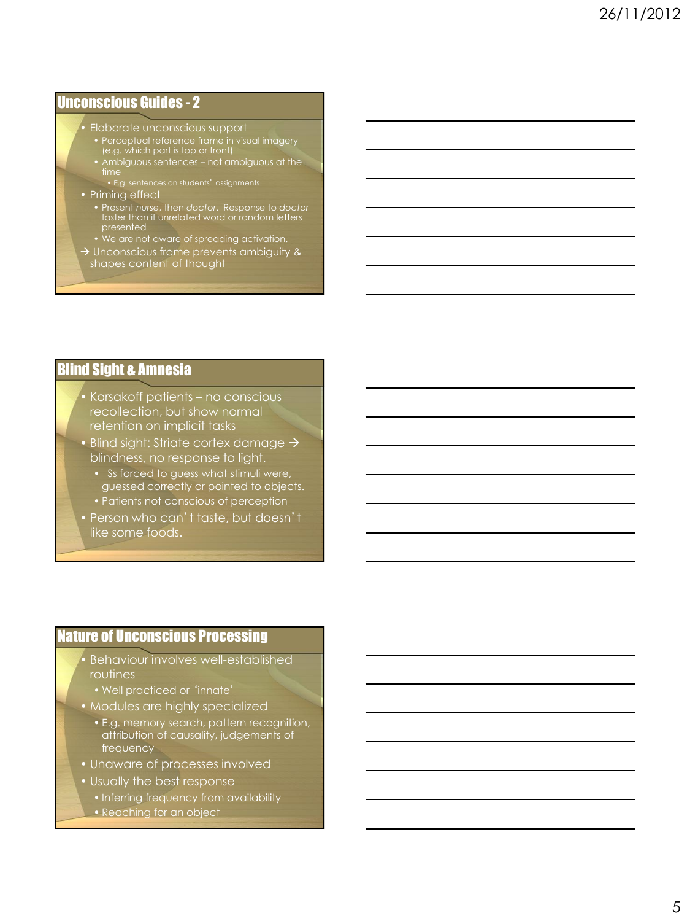## Unconscious Guides - 2

- Elaborate unconscious support
  - Perceptual reference frame in visual imagery (e.g. which part is top or front)
  - Ambiguous sentences – not ambiguous at the time
    - E.g. sentences on students' assignments
- Priming effect
  - Present *nurse*, then *doctor*. Response to *doctor* faster than if unrelated word or random letters presented
  - We are not aware of spreading activation.

→ Unconscious frame prevents ambiguity & shapes content of thought

## Blind Sight & Amnesia

- Korsakoff patients – no conscious recollection, but show normal retention on implicit tasks
- Blind sight: Striate cortex damage → blindness, no response to light.
  - Ss forced to guess what stimuli were, guessed correctly or pointed to objects.
  - Patients not conscious of perception
- Person who can't taste, but doesn't like some foods.

## Nature of Unconscious Processing

- Behaviour involves well-established routines
  - Well practiced or 'innate'
- Modules are highly specialized
  - E.g. memory search, pattern recognition, attribution of causality, judgements of frequency
- Unaware of processes involved
- Usually the best response
  - Inferring frequency from availability
  - Reaching for an object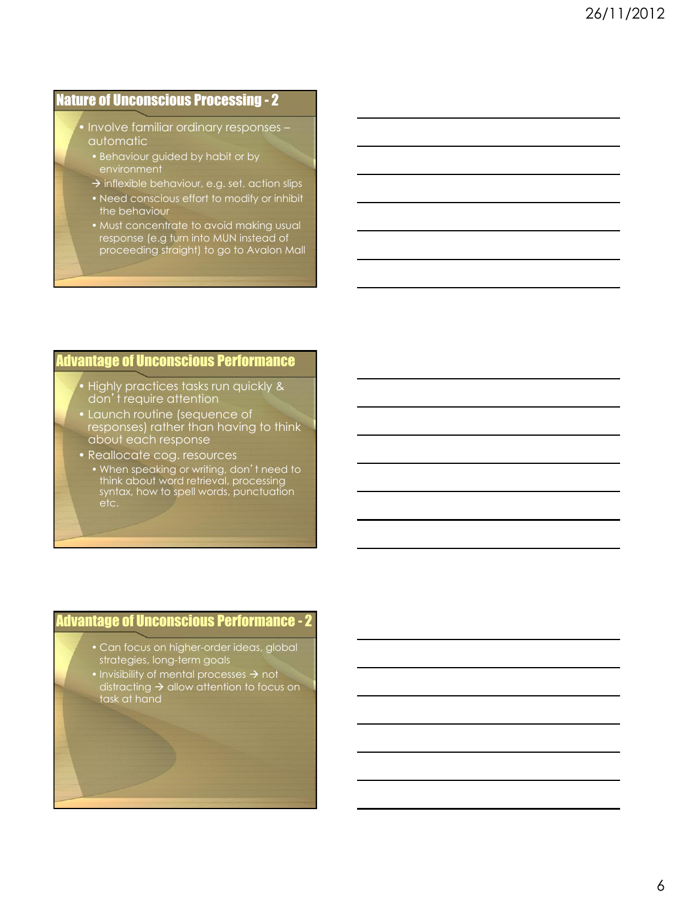## Nature of Unconscious Processing - 2

- Involve familiar ordinary responses – automatic
  - Behaviour guided by habit or by environment
  - → inflexible behaviour, e.g. set, action slips
  - Need conscious effort to modify or inhibit the behaviour
  - Must concentrate to avoid making usual response (e.g turn into MUN instead of proceeding straight) to go to Avalon Mall

## Advantage of Unconscious Performance

- Highly practices tasks run quickly & don't require attention
- Launch routine (sequence of responses) rather than having to think about each response
- Reallocate cog. resources
  - When speaking or writing, don't need to think about word retrieval, processing syntax, how to spell words, punctuation etc.

## Advantage of Unconscious Performance - 2

- Can focus on higher-order ideas, global strategies, long-term goals
- Invisibility of mental processes → not distracting → allow attention to focus on task at hand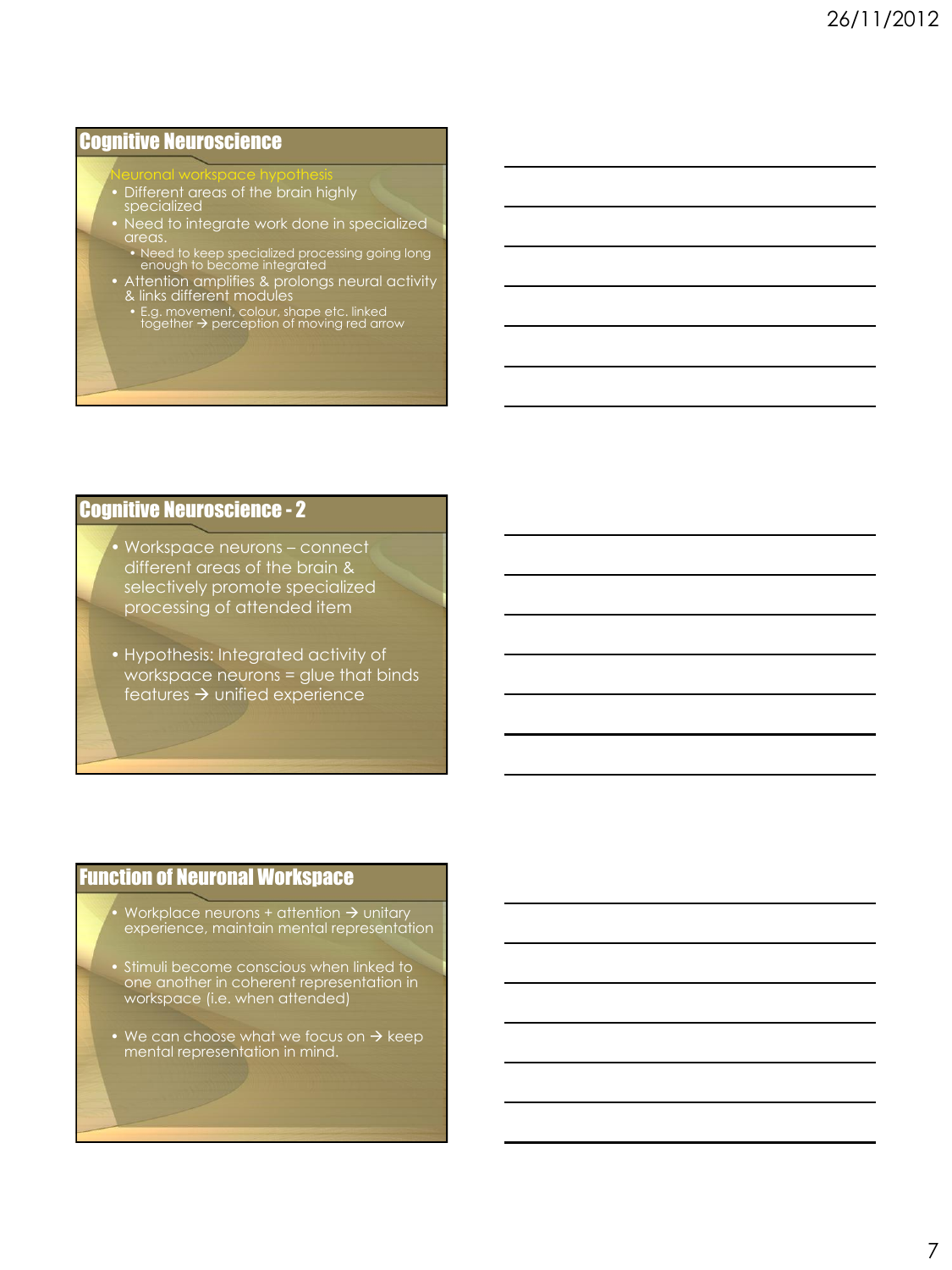## Cognitive Neuroscience

Neuronal workspace hypothesis

- Different areas of the brain highly specialized
- Need to integrate work done in specialized areas.
  - Need to keep specialized processing going long enough to become integrated
- Attention amplifies & prolongs neural activity & links different modules
  - E.g. movement, colour, shape etc. linked together → perception of moving red arrow

## Cognitive Neuroscience - 2

- Workspace neurons – connect different areas of the brain & selectively promote specialized processing of attended item
- Hypothesis: Integrated activity of workspace neurons = glue that binds features → unified experience

## Function of Neuronal Workspace

- Workplace neurons + attention → unitary experience, maintain mental representation
- Stimuli become conscious when linked to one another in coherent representation in workspace (i.e. when attended)
- We can choose what we focus on → keep mental representation in mind.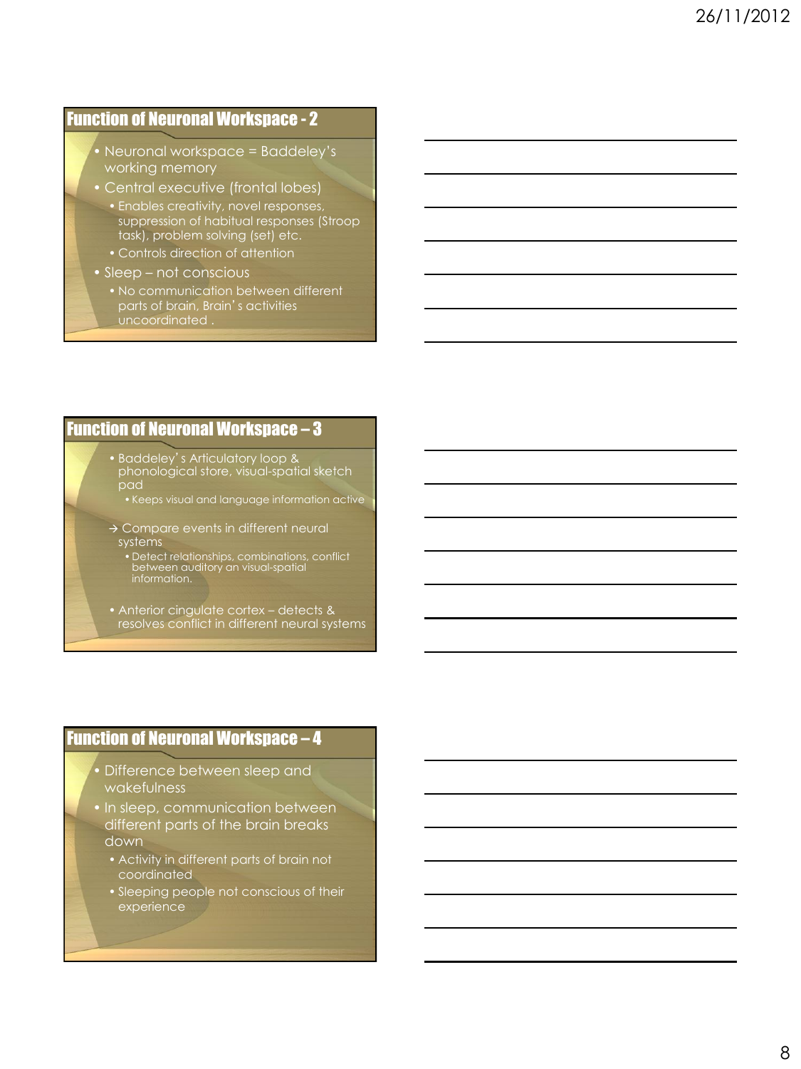## Function of Neuronal Workspace - 2

- Neuronal workspace = Baddeley's working memory
- Central executive (frontal lobes)
  - Enables creativity, novel responses, suppression of habitual responses (Stroop task), problem solving (set) etc.
  - Controls direction of attention
- Sleep – not conscious
  - No communication between different parts of brain, Brain's activities uncoordinated .

## Function of Neuronal Workspace – 3

- Baddeley's Articulatory loop & phonological store, visual-spatial sketch pad
  - Keeps visual and language information active
- → Compare events in different neural systems
  - Detect relationships, combinations, conflict between auditory an visual-spatial information.
- Anterior cingulate cortex – detects & resolves conflict in different neural systems

## Function of Neuronal Workspace – 4

- Difference between sleep and wakefulness
- In sleep, communication between different parts of the brain breaks down
  - Activity in different parts of brain not coordinated
  - Sleeping people not conscious of their experience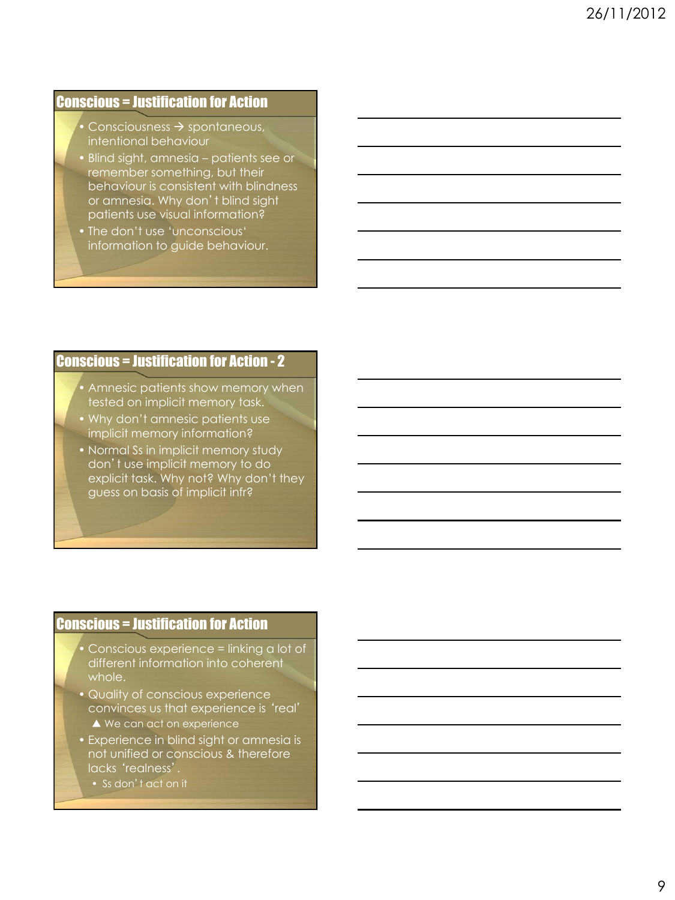## Conscious = Justification for Action

- Consciousness → spontaneous, intentional behaviour
- Blind sight, amnesia – patients see or remember something, but their behaviour is consistent with blindness or amnesia. Why don't blind sight patients use visual information?
- The don't use 'unconscious' information to guide behaviour.

## Conscious = Justification for Action - 2

- Amnesic patients show memory when tested on implicit memory task.
- Why don't amnesic patients use implicit memory information?
- Normal Ss in implicit memory study don't use implicit memory to do explicit task. Why not? Why don't they guess on basis of implicit infr?

## Conscious = Justification for Action

- Conscious experience = linking a lot of different information into coherent whole.
- Quality of conscious experience convinces us that experience is 'real'
  - ▲ We can act on experience
- Experience in blind sight or amnesia is not unified or conscious & therefore lacks 'realness'.
  - Ss don't act on it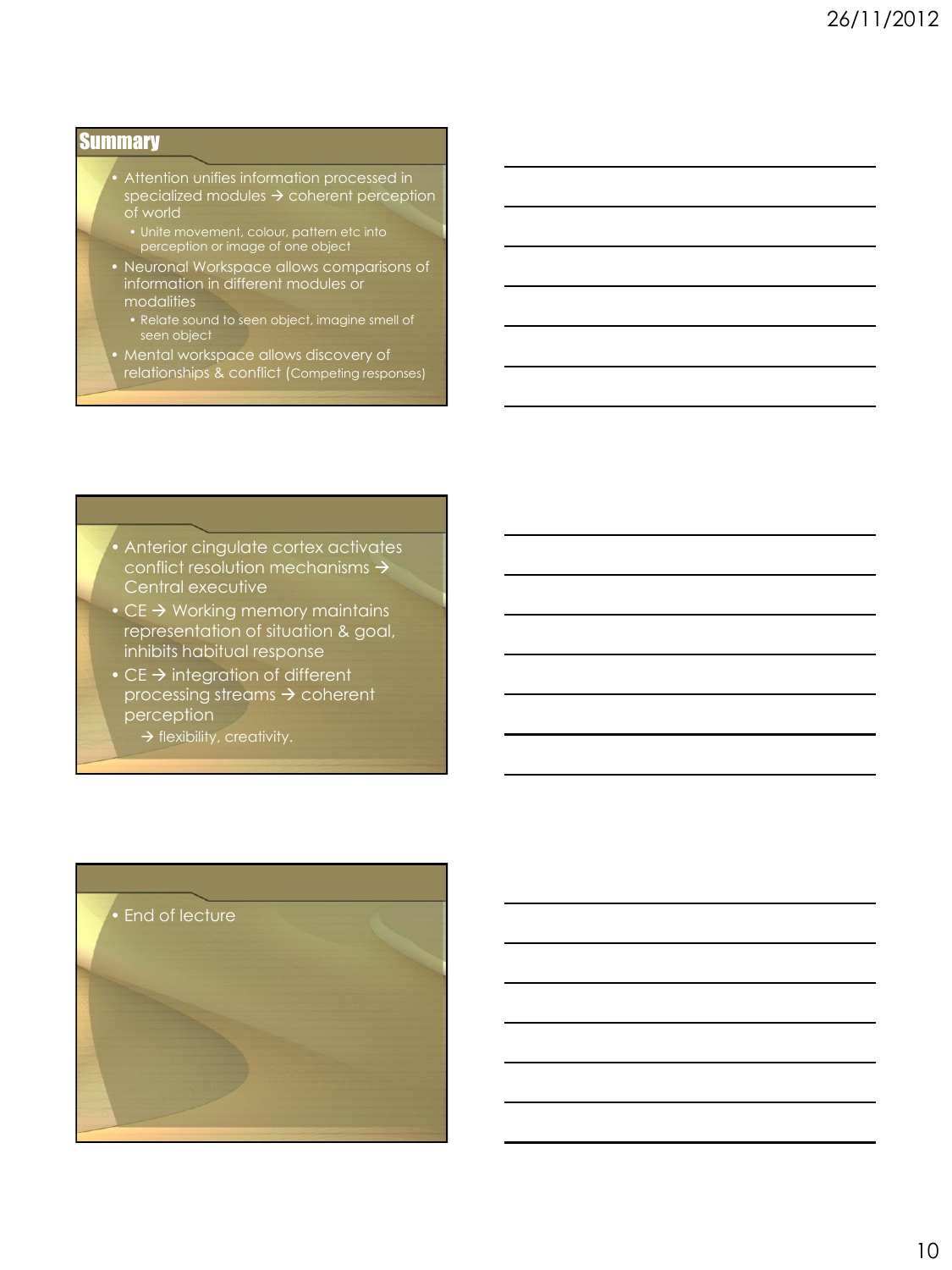## Summary

- Attention unifies information processed in specialized modules → coherent perception of world
  - Unite movement, colour, pattern etc into perception or image of one object
- Neuronal Workspace allows comparisons of information in different modules or modalities
  - Relate sound to seen object, imagine smell of seen object
- Mental workspace allows discovery of relationships & conflict (Competing responses)

---

- Anterior cingulate cortex activates conflict resolution mechanisms → Central executive
- CE → Working memory maintains representation of situation & goal, inhibits habitual response
- CE → integration of different processing streams → coherent perception
  - → flexibility, creativity.

---

- End of lecture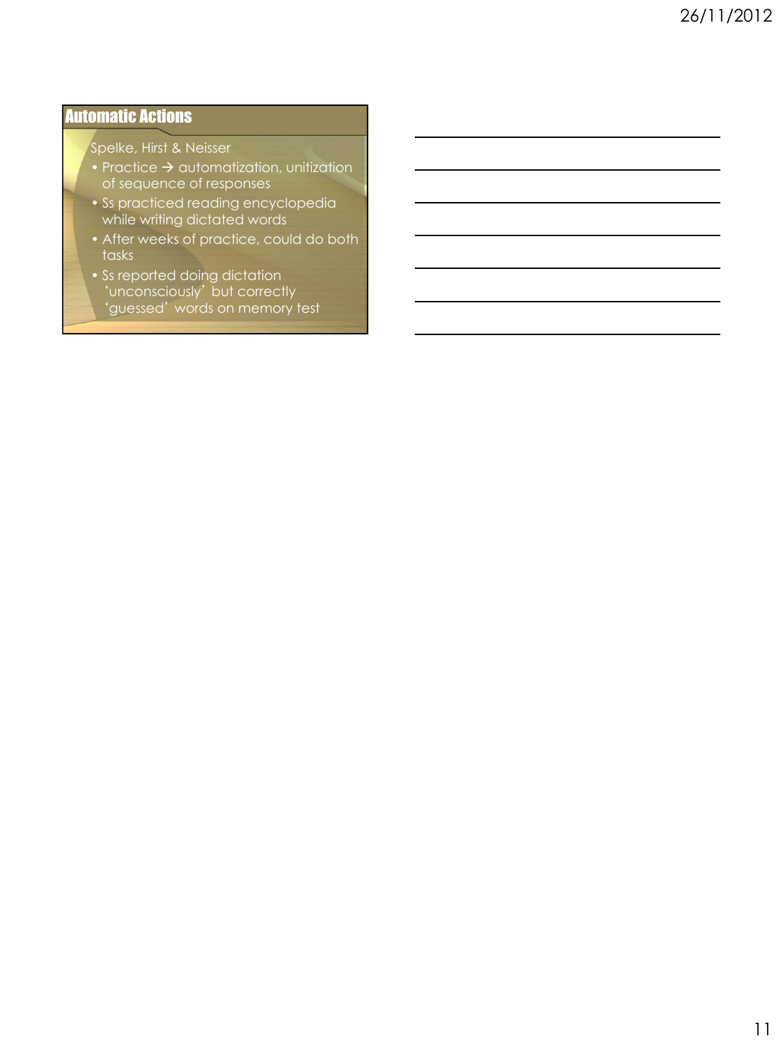## Automatic Actions

Spelke, Hirst & Neisser

- Practice → automatization, unitization of sequence of responses
- Ss practiced reading encyclopedia while writing dictated words
- After weeks of practice, could do both tasks
- Ss reported doing dictation 'unconsciously' but correctly 'guessed' words on memory test